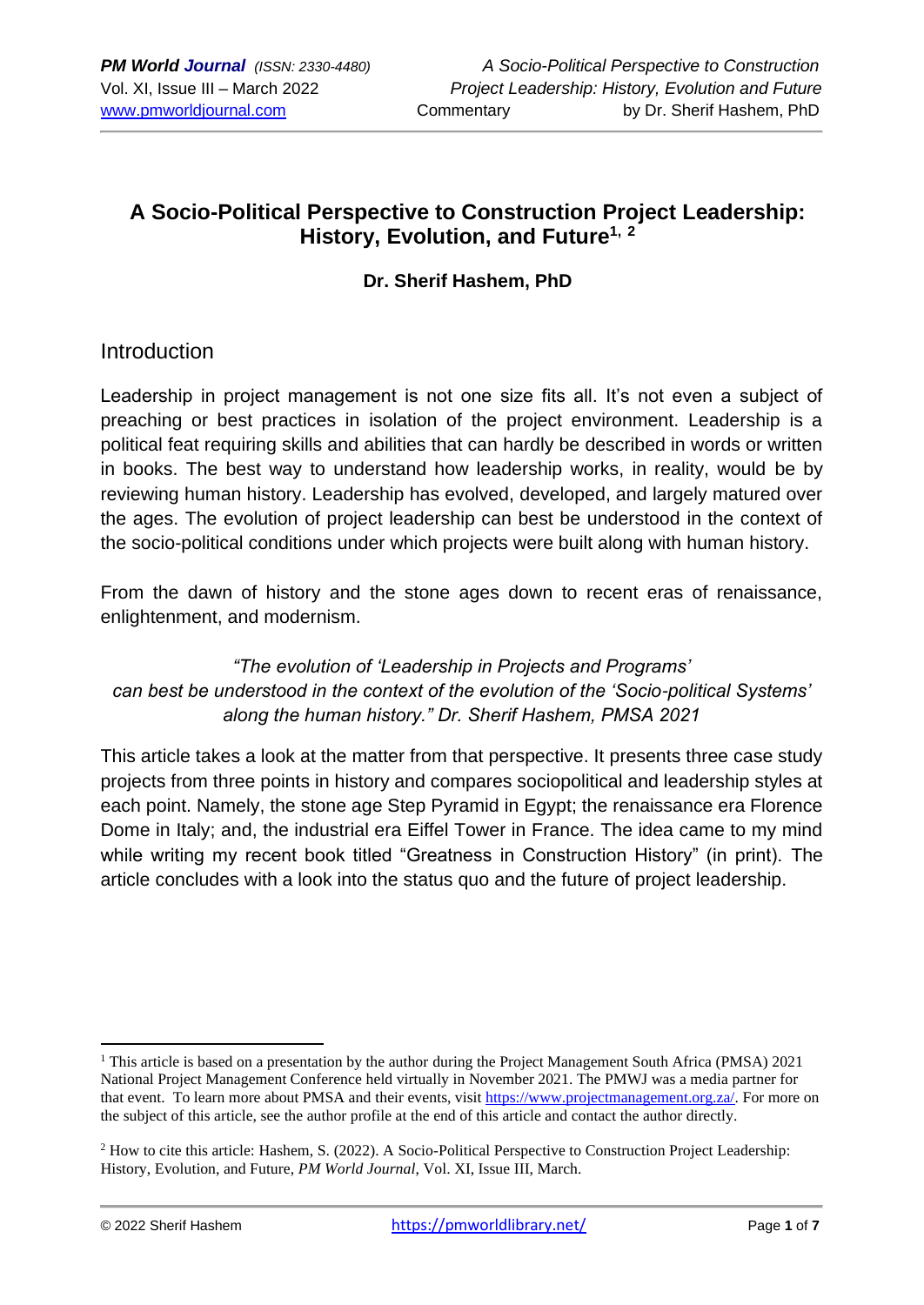# A Socio-Political Perspective to Construction Project Leadership: History, Evolution, and Future[1, 2]

**Dr. Sherif Hashem, PhD**

## Introduction

Leadership in project management is not one size fits all. It's not even a subject of preaching or best practices in isolation of the project environment. Leadership is a political feat requiring skills and abilities that can hardly be described in words or written in books. The best way to understand how leadership works, in reality, would be by reviewing human history. Leadership has evolved, developed, and largely matured over the ages. The evolution of project leadership can best be understood in the context of the socio-political conditions under which projects were built along with human history.

From the dawn of history and the stone ages down to recent eras of renaissance, enlightenment, and modernism.

*"The evolution of 'Leadership in Projects and Programs' can best be understood in the context of the evolution of the 'Socio-political Systems' along the human history." Dr. Sherif Hashem, PMSA 2021*

This article takes a look at the matter from that perspective. It presents three case study projects from three points in history and compares sociopolitical and leadership styles at each point. Namely, the stone age Step Pyramid in Egypt; the renaissance era Florence Dome in Italy; and, the industrial era Eiffel Tower in France. The idea came to my mind while writing my recent book titled "Greatness in Construction History" (in print). The article concludes with a look into the status quo and the future of project leadership.

---

[1] This article is based on a presentation by the author during the Project Management South Africa (PMSA) 2021 National Project Management Conference held virtually in November 2021. The PMWJ was a media partner for that event. To learn more about PMSA and their events, visit https://www.projectmanagement.org.za/. For more on the subject of this article, see the author profile at the end of this article and contact the author directly.

[2] How to cite this article: Hashem, S. (2022). A Socio-Political Perspective to Construction Project Leadership: History, Evolution, and Future, *PM World Journal*, Vol. XI, Issue III, March.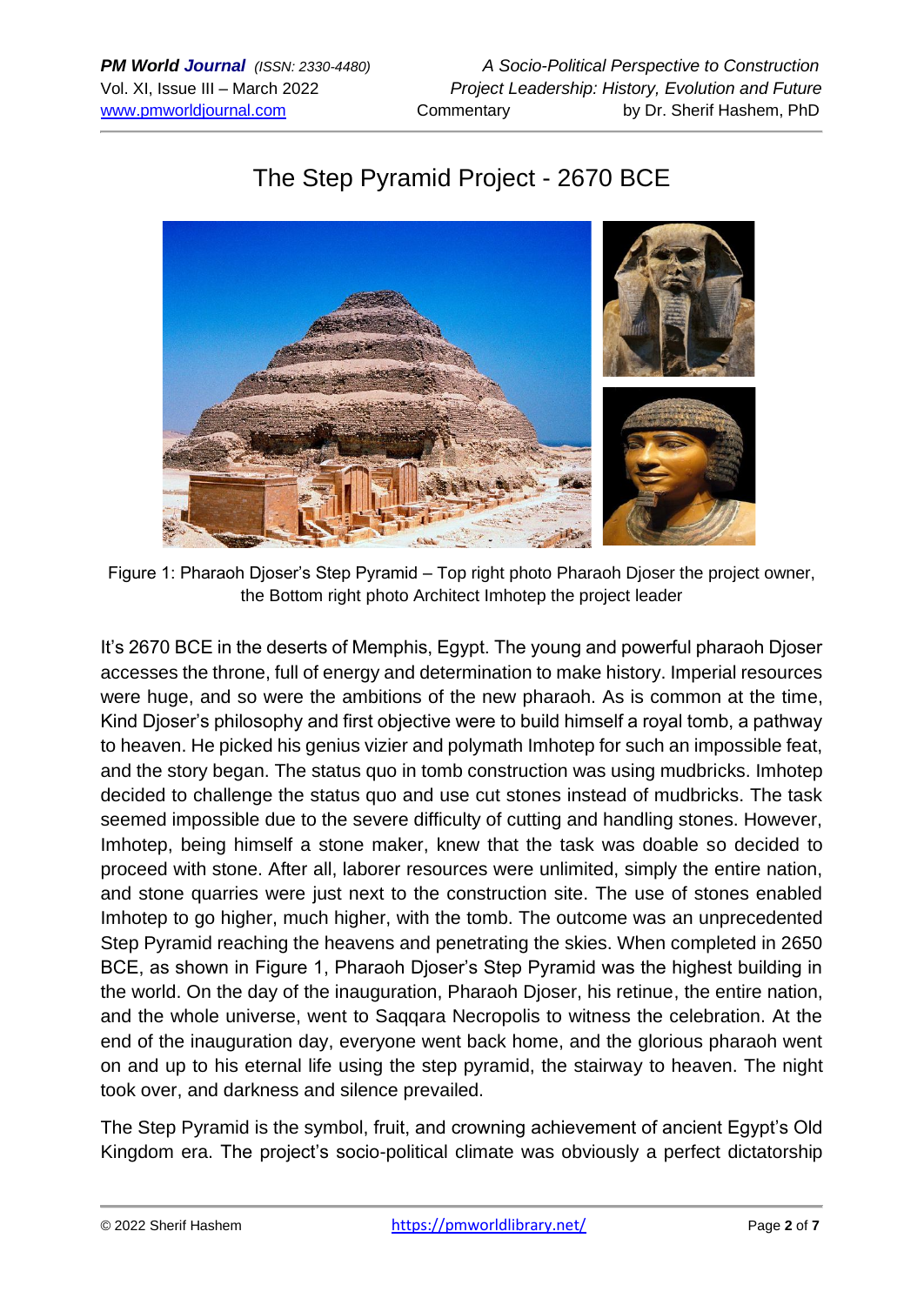## The Step Pyramid Project - 2670 BCE

Figure 1: Pharaoh Djoser's Step Pyramid – Top right photo Pharaoh Djoser the project owner, the Bottom right photo Architect Imhotep the project leader

It's 2670 BCE in the deserts of Memphis, Egypt. The young and powerful pharaoh Djoser accesses the throne, full of energy and determination to make history. Imperial resources were huge, and so were the ambitions of the new pharaoh. As is common at the time, Kind Djoser's philosophy and first objective were to build himself a royal tomb, a pathway to heaven. He picked his genius vizier and polymath Imhotep for such an impossible feat, and the story began. The status quo in tomb construction was using mudbricks. Imhotep decided to challenge the status quo and use cut stones instead of mudbricks. The task seemed impossible due to the severe difficulty of cutting and handling stones. However, Imhotep, being himself a stone maker, knew that the task was doable so decided to proceed with stone. After all, laborer resources were unlimited, simply the entire nation, and stone quarries were just next to the construction site. The use of stones enabled Imhotep to go higher, much higher, with the tomb. The outcome was an unprecedented Step Pyramid reaching the heavens and penetrating the skies. When completed in 2650 BCE, as shown in Figure 1, Pharaoh Djoser's Step Pyramid was the highest building in the world. On the day of the inauguration, Pharaoh Djoser, his retinue, the entire nation, and the whole universe, went to Saqqara Necropolis to witness the celebration. At the end of the inauguration day, everyone went back home, and the glorious pharaoh went on and up to his eternal life using the step pyramid, the stairway to heaven. The night took over, and darkness and silence prevailed.

The Step Pyramid is the symbol, fruit, and crowning achievement of ancient Egypt's Old Kingdom era. The project's socio-political climate was obviously a perfect dictatorship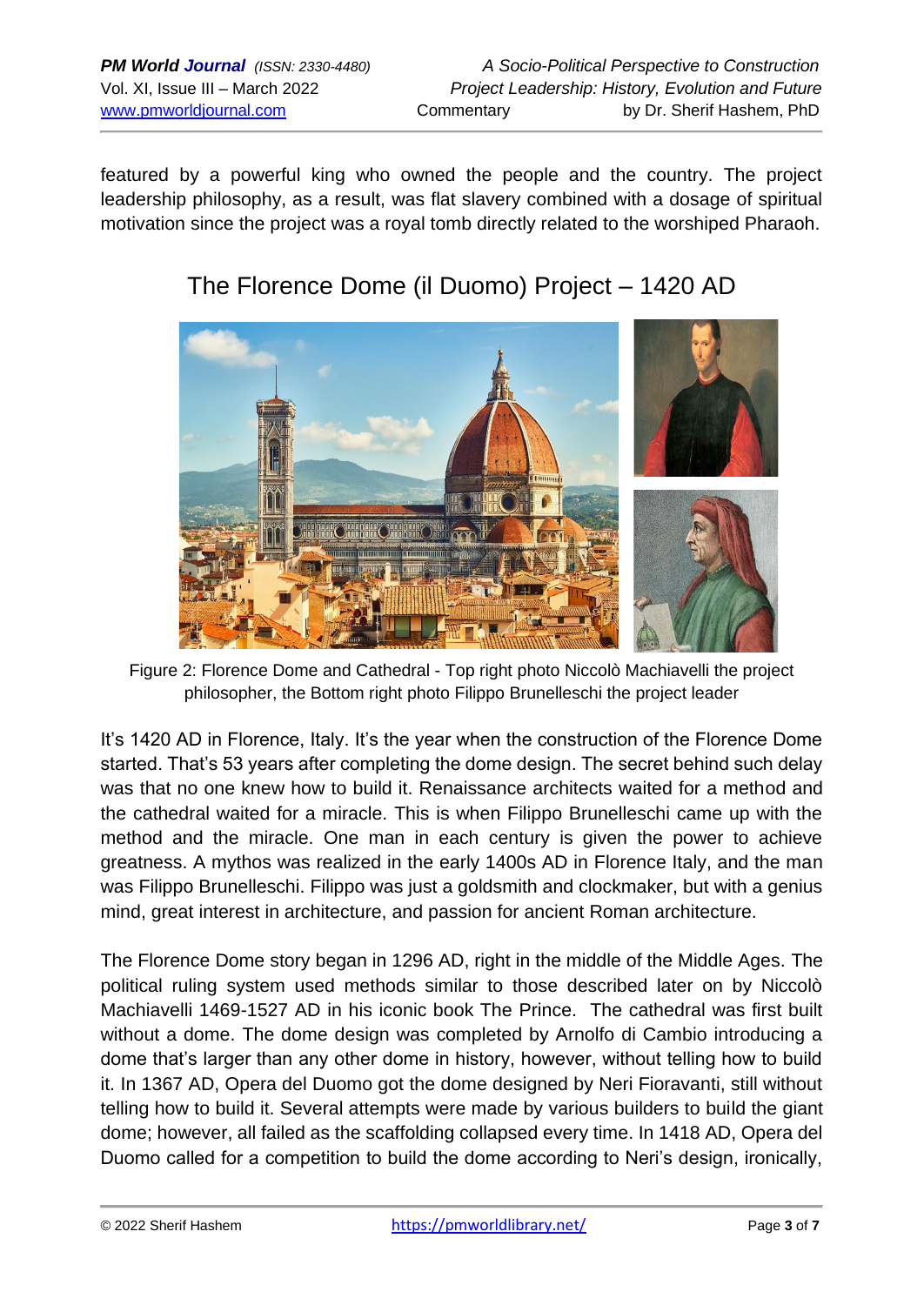featured by a powerful king who owned the people and the country. The project leadership philosophy, as a result, was flat slavery combined with a dosage of spiritual motivation since the project was a royal tomb directly related to the worshiped Pharaoh.

## The Florence Dome (il Duomo) Project – 1420 AD

Figure 2: Florence Dome and Cathedral - Top right photo Niccolò Machiavelli the project philosopher, the Bottom right photo Filippo Brunelleschi the project leader

It's 1420 AD in Florence, Italy. It's the year when the construction of the Florence Dome started. That's 53 years after completing the dome design. The secret behind such delay was that no one knew how to build it. Renaissance architects waited for a method and the cathedral waited for a miracle. This is when Filippo Brunelleschi came up with the method and the miracle. One man in each century is given the power to achieve greatness. A mythos was realized in the early 1400s AD in Florence Italy, and the man was Filippo Brunelleschi. Filippo was just a goldsmith and clockmaker, but with a genius mind, great interest in architecture, and passion for ancient Roman architecture.

The Florence Dome story began in 1296 AD, right in the middle of the Middle Ages. The political ruling system used methods similar to those described later on by Niccolò Machiavelli 1469-1527 AD in his iconic book The Prince. The cathedral was first built without a dome. The dome design was completed by Arnolfo di Cambio introducing a dome that's larger than any other dome in history, however, without telling how to build it. In 1367 AD, Opera del Duomo got the dome designed by Neri Fioravanti, still without telling how to build it. Several attempts were made by various builders to build the giant dome; however, all failed as the scaffolding collapsed every time. In 1418 AD, Opera del Duomo called for a competition to build the dome according to Neri's design, ironically,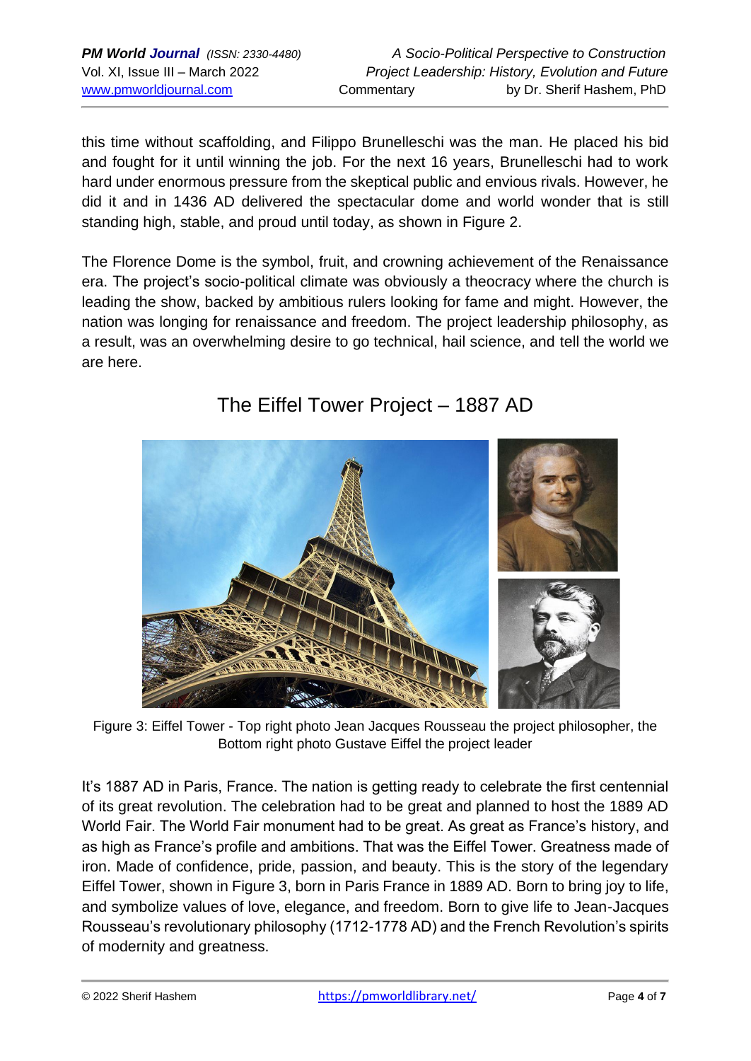this time without scaffolding, and Filippo Brunelleschi was the man. He placed his bid and fought for it until winning the job. For the next 16 years, Brunelleschi had to work hard under enormous pressure from the skeptical public and envious rivals. However, he did it and in 1436 AD delivered the spectacular dome and world wonder that is still standing high, stable, and proud until today, as shown in Figure 2.

The Florence Dome is the symbol, fruit, and crowning achievement of the Renaissance era. The project's socio-political climate was obviously a theocracy where the church is leading the show, backed by ambitious rulers looking for fame and might. However, the nation was longing for renaissance and freedom. The project leadership philosophy, as a result, was an overwhelming desire to go technical, hail science, and tell the world we are here.

## The Eiffel Tower Project – 1887 AD

Figure 3: Eiffel Tower - Top right photo Jean Jacques Rousseau the project philosopher, the Bottom right photo Gustave Eiffel the project leader

It's 1887 AD in Paris, France. The nation is getting ready to celebrate the first centennial of its great revolution. The celebration had to be great and planned to host the 1889 AD World Fair. The World Fair monument had to be great. As great as France's history, and as high as France's profile and ambitions. That was the Eiffel Tower. Greatness made of iron. Made of confidence, pride, passion, and beauty. This is the story of the legendary Eiffel Tower, shown in Figure 3, born in Paris France in 1889 AD. Born to bring joy to life, and symbolize values of love, elegance, and freedom. Born to give life to Jean-Jacques Rousseau's revolutionary philosophy (1712-1778 AD) and the French Revolution's spirits of modernity and greatness.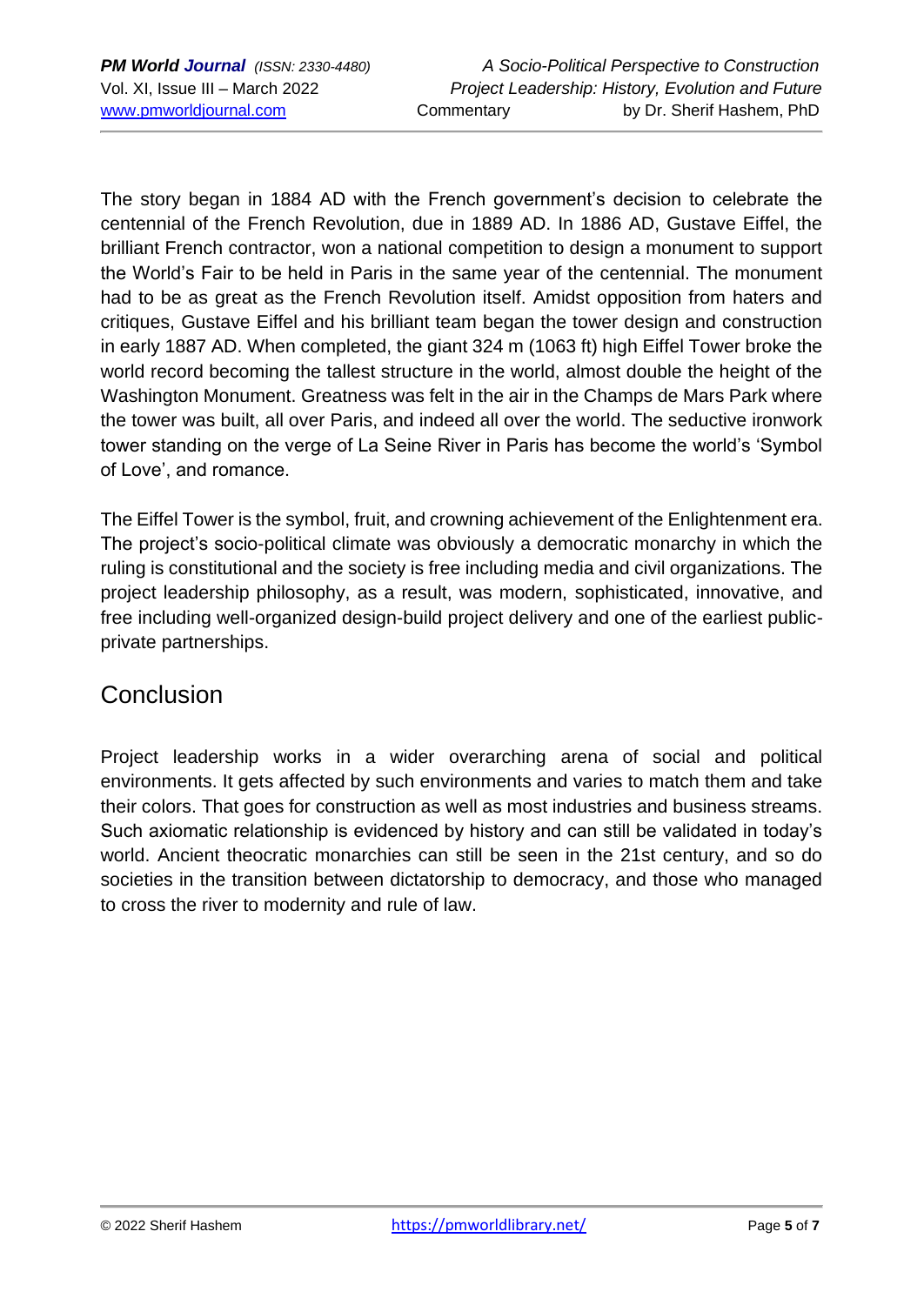The story began in 1884 AD with the French government's decision to celebrate the centennial of the French Revolution, due in 1889 AD. In 1886 AD, Gustave Eiffel, the brilliant French contractor, won a national competition to design a monument to support the World's Fair to be held in Paris in the same year of the centennial. The monument had to be as great as the French Revolution itself. Amidst opposition from haters and critiques, Gustave Eiffel and his brilliant team began the tower design and construction in early 1887 AD. When completed, the giant 324 m (1063 ft) high Eiffel Tower broke the world record becoming the tallest structure in the world, almost double the height of the Washington Monument. Greatness was felt in the air in the Champs de Mars Park where the tower was built, all over Paris, and indeed all over the world. The seductive ironwork tower standing on the verge of La Seine River in Paris has become the world's 'Symbol of Love', and romance.

The Eiffel Tower is the symbol, fruit, and crowning achievement of the Enlightenment era. The project's socio-political climate was obviously a democratic monarchy in which the ruling is constitutional and the society is free including media and civil organizations. The project leadership philosophy, as a result, was modern, sophisticated, innovative, and free including well-organized design-build project delivery and one of the earliest public-private partnerships.

## Conclusion

Project leadership works in a wider overarching arena of social and political environments. It gets affected by such environments and varies to match them and take their colors. That goes for construction as well as most industries and business streams. Such axiomatic relationship is evidenced by history and can still be validated in today's world. Ancient theocratic monarchies can still be seen in the 21st century, and so do societies in the transition between dictatorship to democracy, and those who managed to cross the river to modernity and rule of law.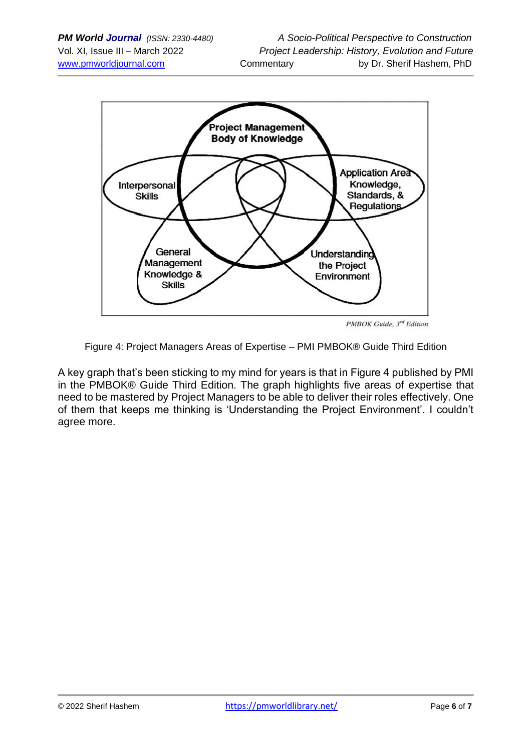Figure 4: Project Managers Areas of Expertise – PMI PMBOK® Guide Third Edition

A key graph that's been sticking to my mind for years is that in Figure 4 published by PMI in the PMBOK® Guide Third Edition. The graph highlights five areas of expertise that need to be mastered by Project Managers to be able to deliver their roles effectively. One of them that keeps me thinking is 'Understanding the Project Environment'. I couldn't agree more.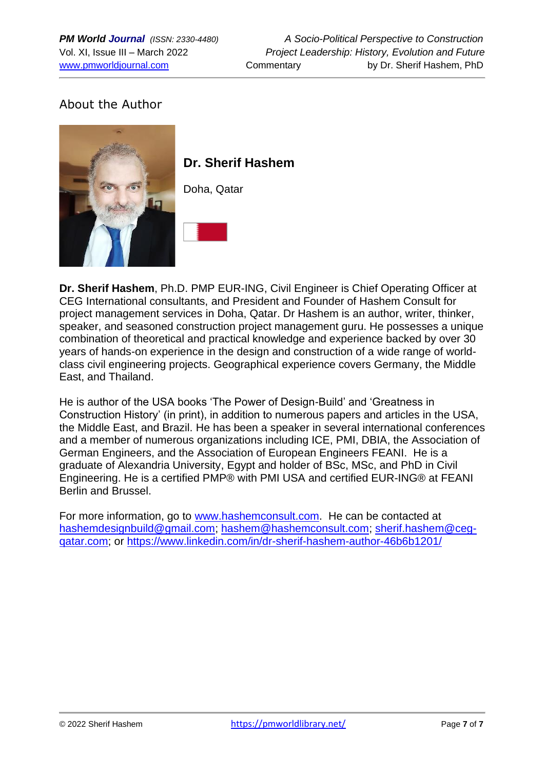## About the Author

**Dr. Sherif Hashem**

Doha, Qatar

**Dr. Sherif Hashem**, Ph.D. PMP EUR-ING, Civil Engineer is Chief Operating Officer at CEG International consultants, and President and Founder of Hashem Consult for project management services in Doha, Qatar. Dr Hashem is an author, writer, thinker, speaker, and seasoned construction project management guru. He possesses a unique combination of theoretical and practical knowledge and experience backed by over 30 years of hands-on experience in the design and construction of a wide range of world-class civil engineering projects. Geographical experience covers Germany, the Middle East, and Thailand.

He is author of the USA books 'The Power of Design-Build' and 'Greatness in Construction History' (in print), in addition to numerous papers and articles in the USA, the Middle East, and Brazil. He has been a speaker in several international conferences and a member of numerous organizations including ICE, PMI, DBIA, the Association of German Engineers, and the Association of European Engineers FEANI. He is a graduate of Alexandria University, Egypt and holder of BSc, MSc, and PhD in Civil Engineering. He is a certified PMP® with PMI USA and certified EUR-ING® at FEANI Berlin and Brussel.

For more information, go to www.hashemconsult.com. He can be contacted at hashemdesignbuild@gmail.com; hashem@hashemconsult.com; sherif.hashem@ceg-qatar.com; or https://www.linkedin.com/in/dr-sherif-hashem-author-46b6b1201/